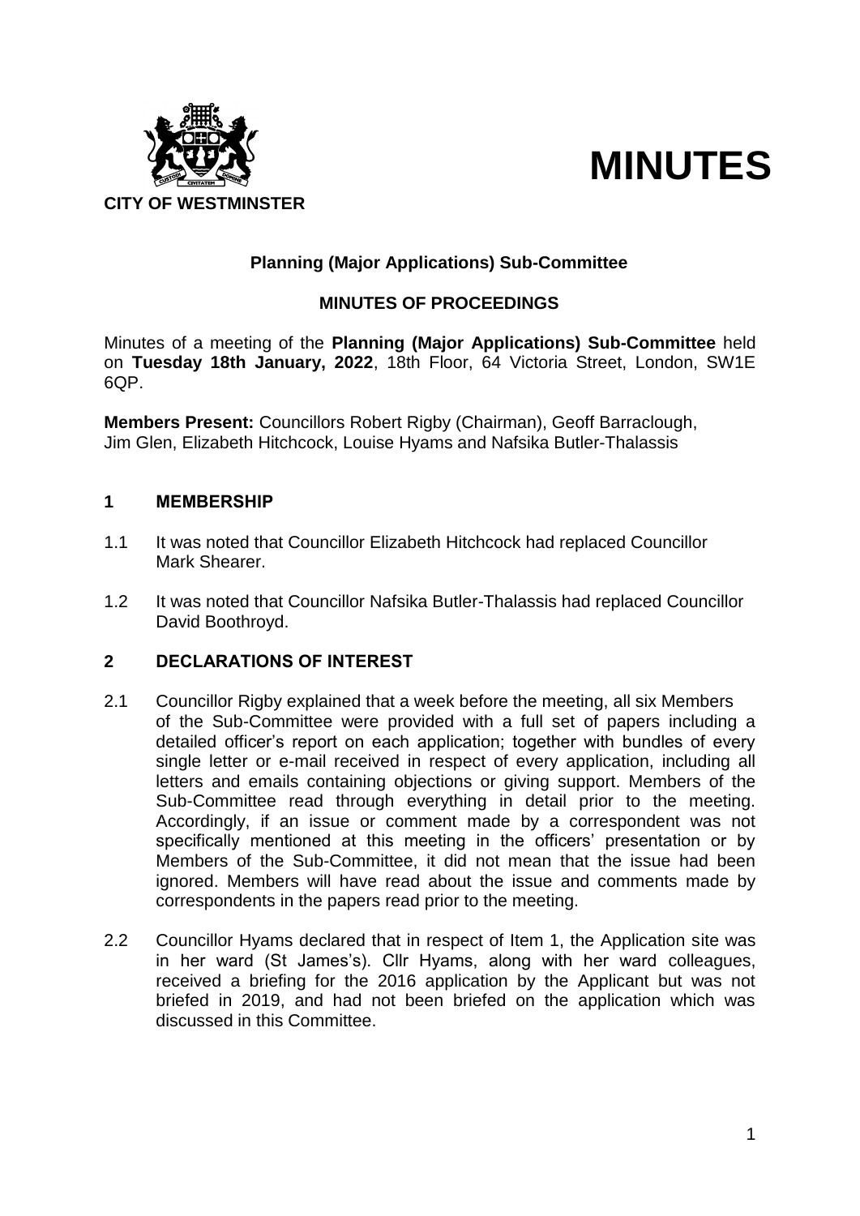CITY OF WESTMINSTER

# MINUTES

## Planning (Major Applications) Sub-Committee

### MINUTES OF PROCEEDINGS

Minutes of a meeting of the **Planning (Major Applications) Sub-Committee** held on **Tuesday 18th January, 2022**, 18th Floor, 64 Victoria Street, London, SW1E 6QP.

**Members Present:** Councillors Robert Rigby (Chairman), Geoff Barraclough, Jim Glen, Elizabeth Hitchcock, Louise Hyams and Nafsika Butler-Thalassis

### 1 MEMBERSHIP

1.1 It was noted that Councillor Elizabeth Hitchcock had replaced Councillor Mark Shearer.

1.2 It was noted that Councillor Nafsika Butler-Thalassis had replaced Councillor David Boothroyd.

### 2 DECLARATIONS OF INTEREST

2.1 Councillor Rigby explained that a week before the meeting, all six Members of the Sub-Committee were provided with a full set of papers including a detailed officer's report on each application; together with bundles of every single letter or e-mail received in respect of every application, including all letters and emails containing objections or giving support. Members of the Sub-Committee read through everything in detail prior to the meeting. Accordingly, if an issue or comment made by a correspondent was not specifically mentioned at this meeting in the officers' presentation or by Members of the Sub-Committee, it did not mean that the issue had been ignored. Members will have read about the issue and comments made by correspondents in the papers read prior to the meeting.

2.2 Councillor Hyams declared that in respect of Item 1, the Application site was in her ward (St James's). Cllr Hyams, along with her ward colleagues, received a briefing for the 2016 application by the Applicant but was not briefed in 2019, and had not been briefed on the application which was discussed in this Committee.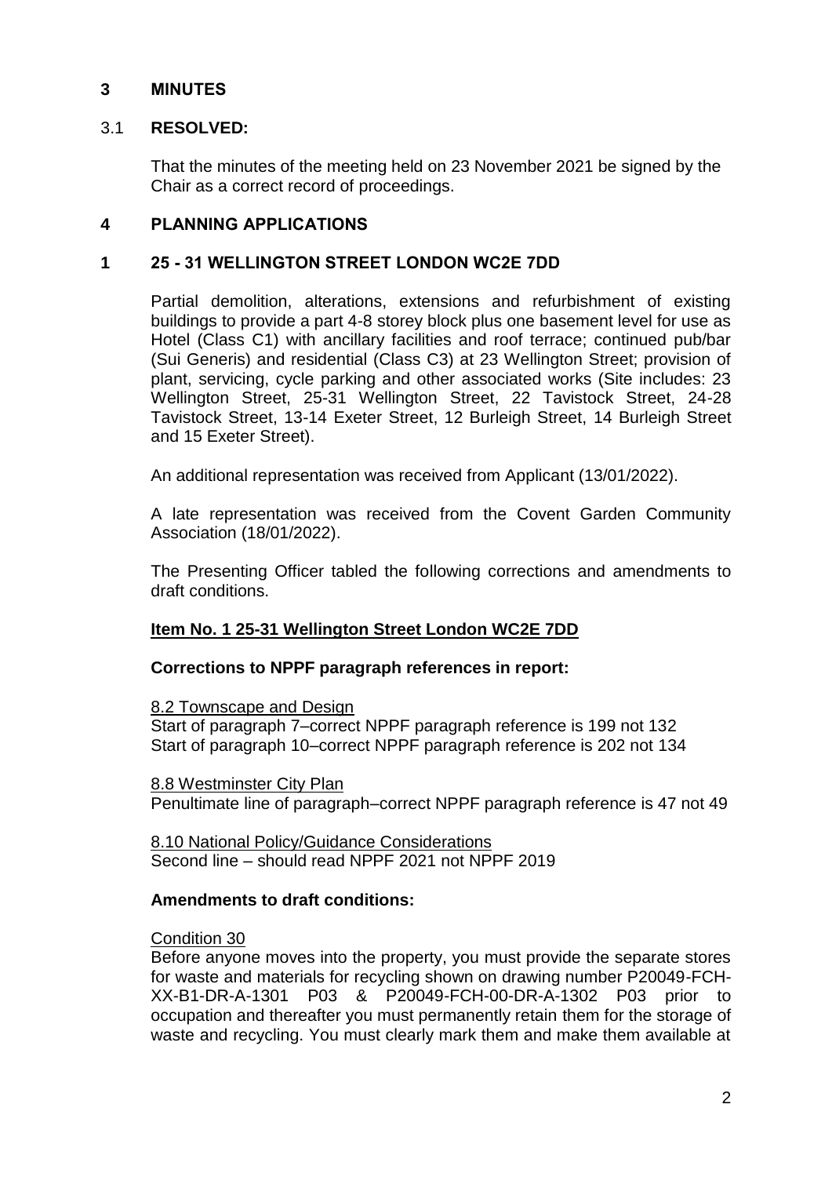## 3 MINUTES

### 3.1 RESOLVED:

That the minutes of the meeting held on 23 November 2021 be signed by the Chair as a correct record of proceedings.

## 4 PLANNING APPLICATIONS

### 1 25 - 31 WELLINGTON STREET LONDON WC2E 7DD

Partial demolition, alterations, extensions and refurbishment of existing buildings to provide a part 4-8 storey block plus one basement level for use as Hotel (Class C1) with ancillary facilities and roof terrace; continued pub/bar (Sui Generis) and residential (Class C3) at 23 Wellington Street; provision of plant, servicing, cycle parking and other associated works (Site includes: 23 Wellington Street, 25-31 Wellington Street, 22 Tavistock Street, 24-28 Tavistock Street, 13-14 Exeter Street, 12 Burleigh Street, 14 Burleigh Street and 15 Exeter Street).

An additional representation was received from Applicant (13/01/2022).

A late representation was received from the Covent Garden Community Association (18/01/2022).

The Presenting Officer tabled the following corrections and amendments to draft conditions.

**Item No. 1 25-31 Wellington Street London WC2E 7DD**

**Corrections to NPPF paragraph references in report:**

8.2 Townscape and Design
Start of paragraph 7–correct NPPF paragraph reference is 199 not 132
Start of paragraph 10–correct NPPF paragraph reference is 202 not 134

8.8 Westminster City Plan
Penultimate line of paragraph–correct NPPF paragraph reference is 47 not 49

8.10 National Policy/Guidance Considerations
Second line – should read NPPF 2021 not NPPF 2019

**Amendments to draft conditions:**

Condition 30
Before anyone moves into the property, you must provide the separate stores for waste and materials for recycling shown on drawing number P20049-FCH-XX-B1-DR-A-1301 P03 & P20049-FCH-00-DR-A-1302 P03 prior to occupation and thereafter you must permanently retain them for the storage of waste and recycling. You must clearly mark them and make them available at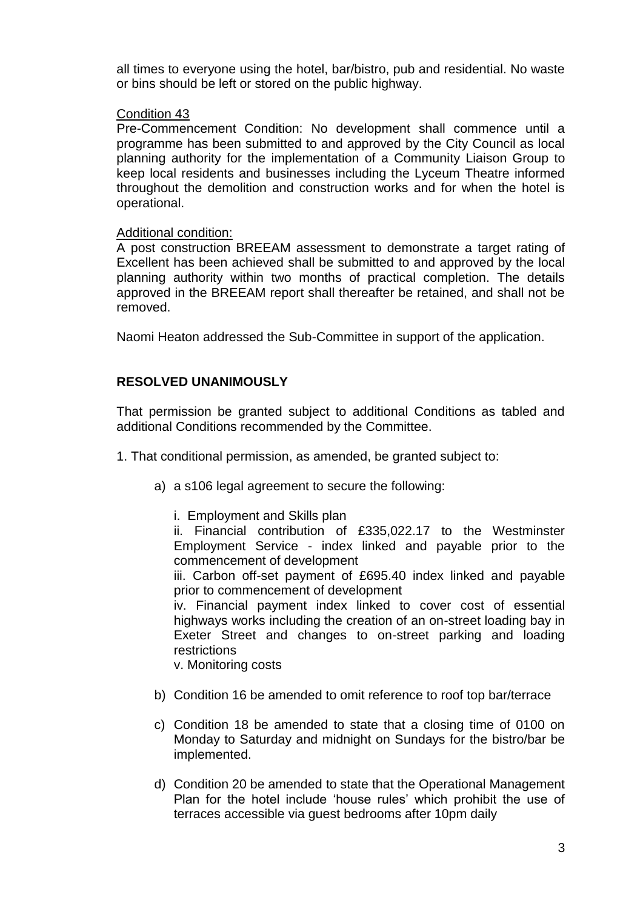all times to everyone using the hotel, bar/bistro, pub and residential. No waste or bins should be left or stored on the public highway.

Condition 43

Pre-Commencement Condition: No development shall commence until a programme has been submitted to and approved by the City Council as local planning authority for the implementation of a Community Liaison Group to keep local residents and businesses including the Lyceum Theatre informed throughout the demolition and construction works and for when the hotel is operational.

Additional condition:

A post construction BREEAM assessment to demonstrate a target rating of Excellent has been achieved shall be submitted to and approved by the local planning authority within two months of practical completion. The details approved in the BREEAM report shall thereafter be retained, and shall not be removed.

Naomi Heaton addressed the Sub-Committee in support of the application.

**RESOLVED UNANIMOUSLY**

That permission be granted subject to additional Conditions as tabled and additional Conditions recommended by the Committee.

1. That conditional permission, as amended, be granted subject to:

   a) a s106 legal agreement to secure the following:

      i. Employment and Skills plan
      ii. Financial contribution of £335,022.17 to the Westminster Employment Service - index linked and payable prior to the commencement of development
      iii. Carbon off-set payment of £695.40 index linked and payable prior to commencement of development
      iv. Financial payment index linked to cover cost of essential highways works including the creation of an on-street loading bay in Exeter Street and changes to on-street parking and loading restrictions
      v. Monitoring costs

   b) Condition 16 be amended to omit reference to roof top bar/terrace

   c) Condition 18 be amended to state that a closing time of 0100 on Monday to Saturday and midnight on Sundays for the bistro/bar be implemented.

   d) Condition 20 be amended to state that the Operational Management Plan for the hotel include 'house rules' which prohibit the use of terraces accessible via guest bedrooms after 10pm daily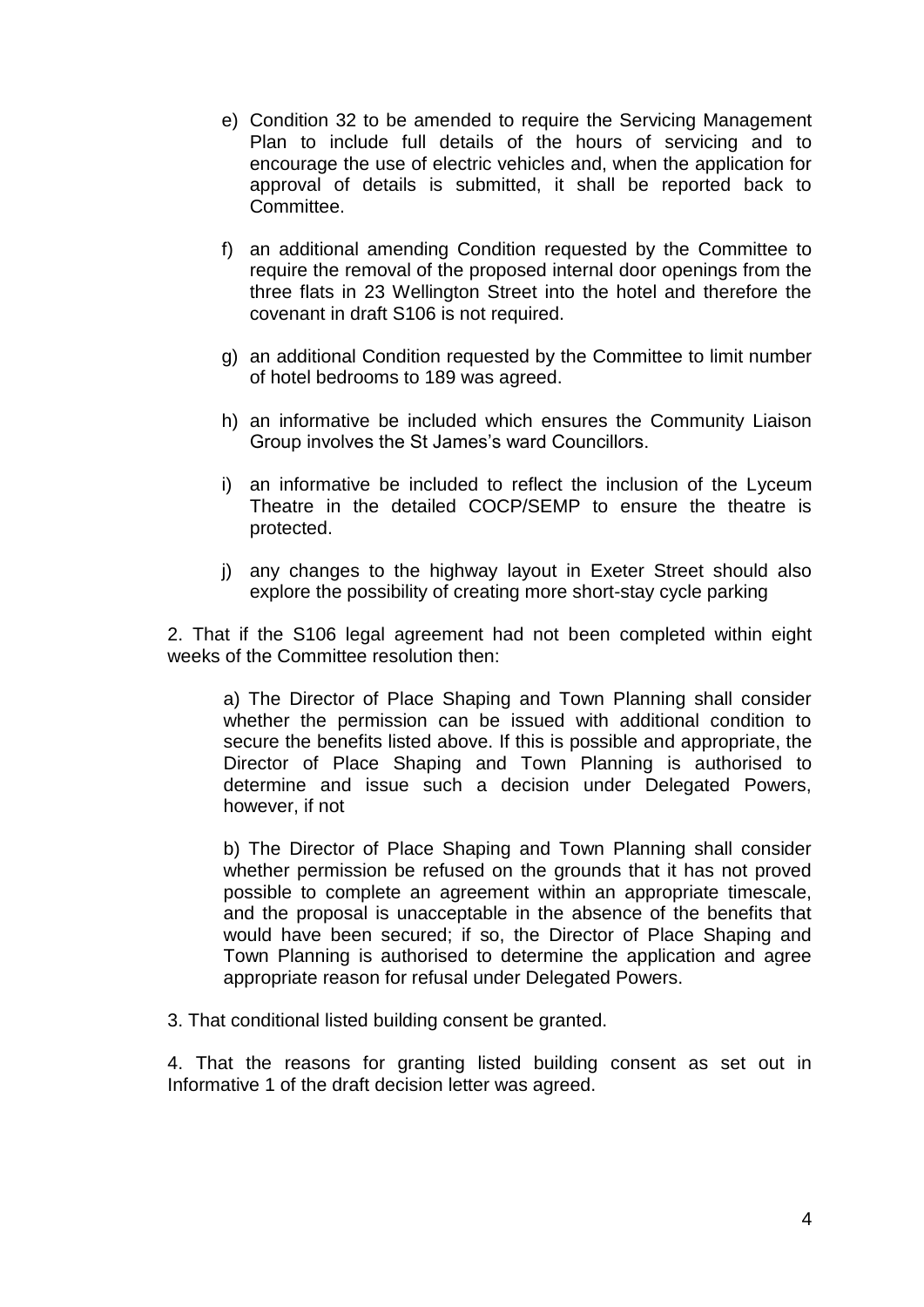e) Condition 32 to be amended to require the Servicing Management Plan to include full details of the hours of servicing and to encourage the use of electric vehicles and, when the application for approval of details is submitted, it shall be reported back to Committee.

f) an additional amending Condition requested by the Committee to require the removal of the proposed internal door openings from the three flats in 23 Wellington Street into the hotel and therefore the covenant in draft S106 is not required.

g) an additional Condition requested by the Committee to limit number of hotel bedrooms to 189 was agreed.

h) an informative be included which ensures the Community Liaison Group involves the St James's ward Councillors.

i) an informative be included to reflect the inclusion of the Lyceum Theatre in the detailed COCP/SEMP to ensure the theatre is protected.

j) any changes to the highway layout in Exeter Street should also explore the possibility of creating more short-stay cycle parking

2. That if the S106 legal agreement had not been completed within eight weeks of the Committee resolution then:

a) The Director of Place Shaping and Town Planning shall consider whether the permission can be issued with additional condition to secure the benefits listed above. If this is possible and appropriate, the Director of Place Shaping and Town Planning is authorised to determine and issue such a decision under Delegated Powers, however, if not

b) The Director of Place Shaping and Town Planning shall consider whether permission be refused on the grounds that it has not proved possible to complete an agreement within an appropriate timescale, and the proposal is unacceptable in the absence of the benefits that would have been secured; if so, the Director of Place Shaping and Town Planning is authorised to determine the application and agree appropriate reason for refusal under Delegated Powers.

3. That conditional listed building consent be granted.

4. That the reasons for granting listed building consent as set out in Informative 1 of the draft decision letter was agreed.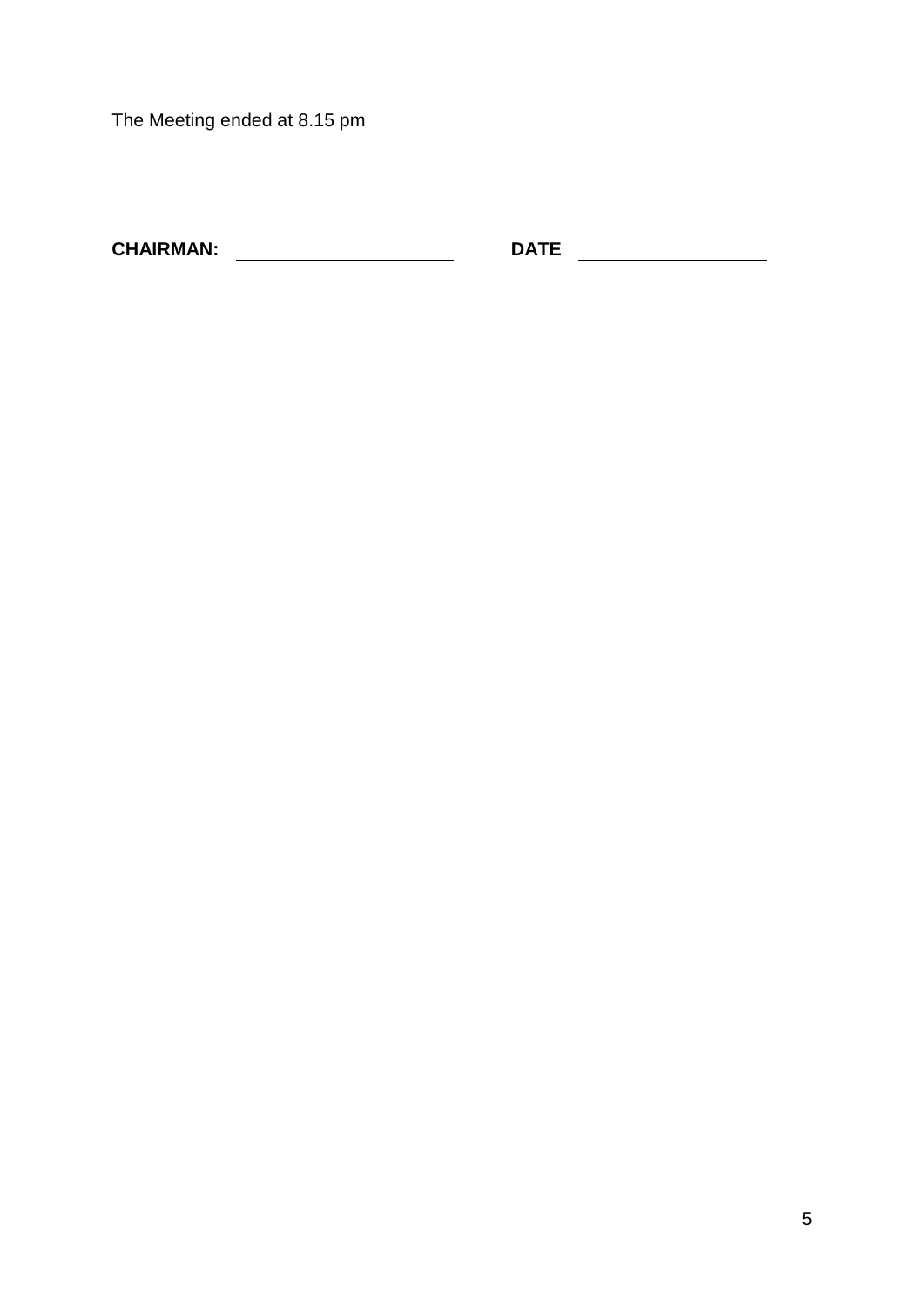The Meeting ended at 8.15 pm

**CHAIRMAN:** \_\_\_\_\_\_\_\_\_\_\_\_\_\_\_\_\_\_\_\_\_\_ **DATE** \_\_\_\_\_\_\_\_\_\_\_\_\_\_\_\_\_\_\_\_